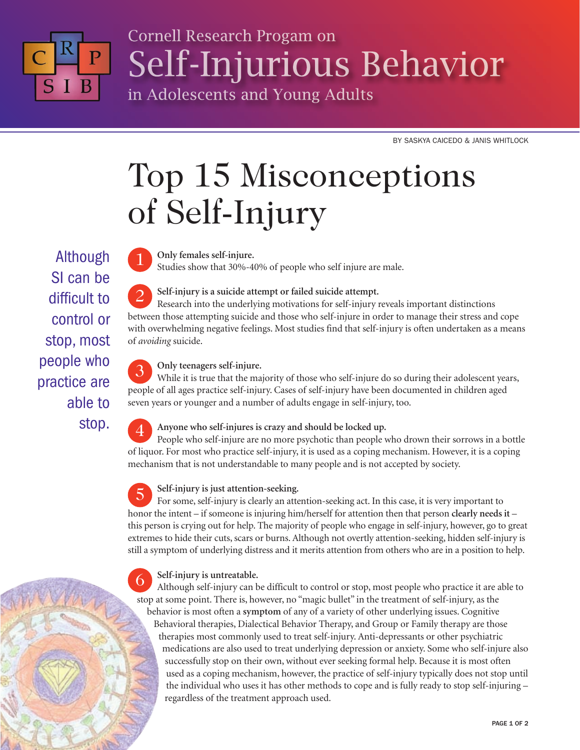Cornell Research Progam on

# Self-Injurious Behavior

in Adolescents and Young Adults

BY SASKYA CAICEDO & JANIS WHITLOCK

# Top 15 Misconceptions of Self-Injury

Although SI can be difficult to control or stop, most people who practice are able to stop.

1. **Only females self-injure.**
Studies show that 30%-40% of people who self injure are male.

2. **Self-injury is a suicide attempt or failed suicide attempt.**
Research into the underlying motivations for self-injury reveals important distinctions between those attempting suicide and those who self-injure in order to manage their stress and cope with overwhelming negative feelings. Most studies find that self-injury is often undertaken as a means of *avoiding* suicide.

3. **Only teenagers self-injure.**
While it is true that the majority of those who self-injure do so during their adolescent years, people of all ages practice self-injury. Cases of self-injury have been documented in children aged seven years or younger and a number of adults engage in self-injury, too.

4. **Anyone who self-injures is crazy and should be locked up.**
People who self-injure are no more psychotic than people who drown their sorrows in a bottle of liquor. For most who practice self-injury, it is used as a coping mechanism. However, it is a coping mechanism that is not understandable to many people and is not accepted by society.

5. **Self-injury is just attention-seeking.**
For some, self-injury is clearly an attention-seeking act. In this case, it is very important to honor the intent – if someone is injuring him/herself for attention then that person **clearly needs it** – this person is crying out for help. The majority of people who engage in self-injury, however, go to great extremes to hide their cuts, scars or burns. Although not overtly attention-seeking, hidden self-injury is still a symptom of underlying distress and it merits attention from others who are in a position to help.

6. **Self-injury is untreatable.**
Although self-injury can be difficult to control or stop, most people who practice it are able to stop at some point. There is, however, no "magic bullet" in the treatment of self-injury, as the behavior is most often a **symptom** of any of a variety of other underlying issues. Cognitive Behavioral therapies, Dialectical Behavior Therapy, and Group or Family therapy are those therapies most commonly used to treat self-injury. Anti-depressants or other psychiatric medications are also used to treat underlying depression or anxiety. Some who self-injure also successfully stop on their own, without ever seeking formal help. Because it is most often used as a coping mechanism, however, the practice of self-injury typically does not stop until the individual who uses it has other methods to cope and is fully ready to stop self-injuring – regardless of the treatment approach used.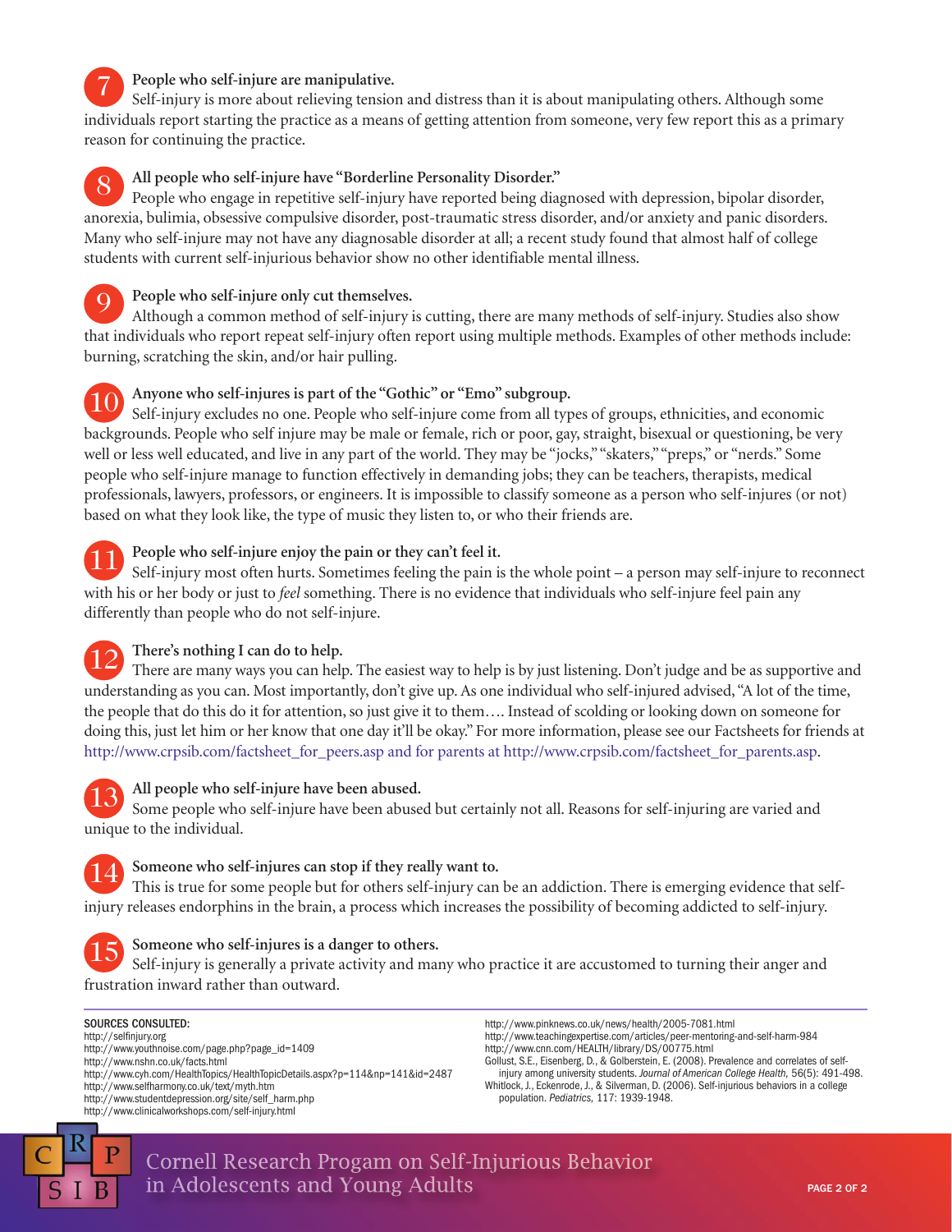**7** **People who self-injure are manipulative.**
Self-injury is more about relieving tension and distress than it is about manipulating others. Although some individuals report starting the practice as a means of getting attention from someone, very few report this as a primary reason for continuing the practice.

**8** **All people who self-injure have "Borderline Personality Disorder."**
People who engage in repetitive self-injury have reported being diagnosed with depression, bipolar disorder, anorexia, bulimia, obsessive compulsive disorder, post-traumatic stress disorder, and/or anxiety and panic disorders. Many who self-injure may not have any diagnosable disorder at all; a recent study found that almost half of college students with current self-injurious behavior show no other identifiable mental illness.

**9** **People who self-injure only cut themselves.**
Although a common method of self-injury is cutting, there are many methods of self-injury. Studies also show that individuals who report repeat self-injury often report using multiple methods. Examples of other methods include: burning, scratching the skin, and/or hair pulling.

**10** **Anyone who self-injures is part of the "Gothic" or "Emo" subgroup.**
Self-injury excludes no one. People who self-injure come from all types of groups, ethnicities, and economic backgrounds. People who self injure may be male or female, rich or poor, gay, straight, bisexual or questioning, be very well or less well educated, and live in any part of the world. They may be "jocks," "skaters," "preps," or "nerds." Some people who self-injure manage to function effectively in demanding jobs; they can be teachers, therapists, medical professionals, lawyers, professors, or engineers. It is impossible to classify someone as a person who self-injures (or not) based on what they look like, the type of music they listen to, or who their friends are.

**11** **People who self-injure enjoy the pain or they can't feel it.**
Self-injury most often hurts. Sometimes feeling the pain is the whole point – a person may self-injure to reconnect with his or her body or just to *feel* something. There is no evidence that individuals who self-injure feel pain any differently than people who do not self-injure.

**12** **There's nothing I can do to help.**
There are many ways you can help. The easiest way to help is by just listening. Don't judge and be as supportive and understanding as you can. Most importantly, don't give up. As one individual who self-injured advised, "A lot of the time, the people that do this do it for attention, so just give it to them…. Instead of scolding or looking down on someone for doing this, just let him or her know that one day it'll be okay." For more information, please see our Factsheets for friends at http://www.crpsib.com/factsheet_for_peers.asp and for parents at http://www.crpsib.com/factsheet_for_parents.asp.

**13** **All people who self-injure have been abused.**
Some people who self-injure have been abused but certainly not all. Reasons for self-injuring are varied and unique to the individual.

**14** **Someone who self-injures can stop if they really want to.**
This is true for some people but for others self-injury can be an addiction. There is emerging evidence that self-injury releases endorphins in the brain, a process which increases the possibility of becoming addicted to self-injury.

**15** **Someone who self-injures is a danger to others.**
Self-injury is generally a private activity and many who practice it are accustomed to turning their anger and frustration inward rather than outward.

---

**SOURCES CONSULTED:**

http://selfinjury.org
http://www.youthnoise.com/page.php?page_id=1409
http://www.nshn.co.uk/facts.html
http://www.cyh.com/HealthTopics/HealthTopicDetails.aspx?p=114&np=141&id=2487
http://www.selfharmony.co.uk/text/myth.htm
http://www.studentdepression.org/site/self_harm.php
http://www.clinicalworkshops.com/self-injury.html
http://www.pinknews.co.uk/news/health/2005-7081.html
http://www.teachingexpertise.com/articles/peer-mentoring-and-self-harm-984
http://www.cnn.com/HEALTH/library/DS/00775.html
Gollust, S.E., Eisenberg, D., & Golberstein, E. (2008). Prevalence and correlates of self-injury among university students. *Journal of American College Health,* 56(5): 491-498.
Whitlock, J., Eckenrode, J., & Silverman, D. (2006). Self-injurious behaviors in a college population. *Pediatrics,* 117: 1939-1948.

Cornell Research Progam on Self-Injurious Behavior in Adolescents and Young Adults